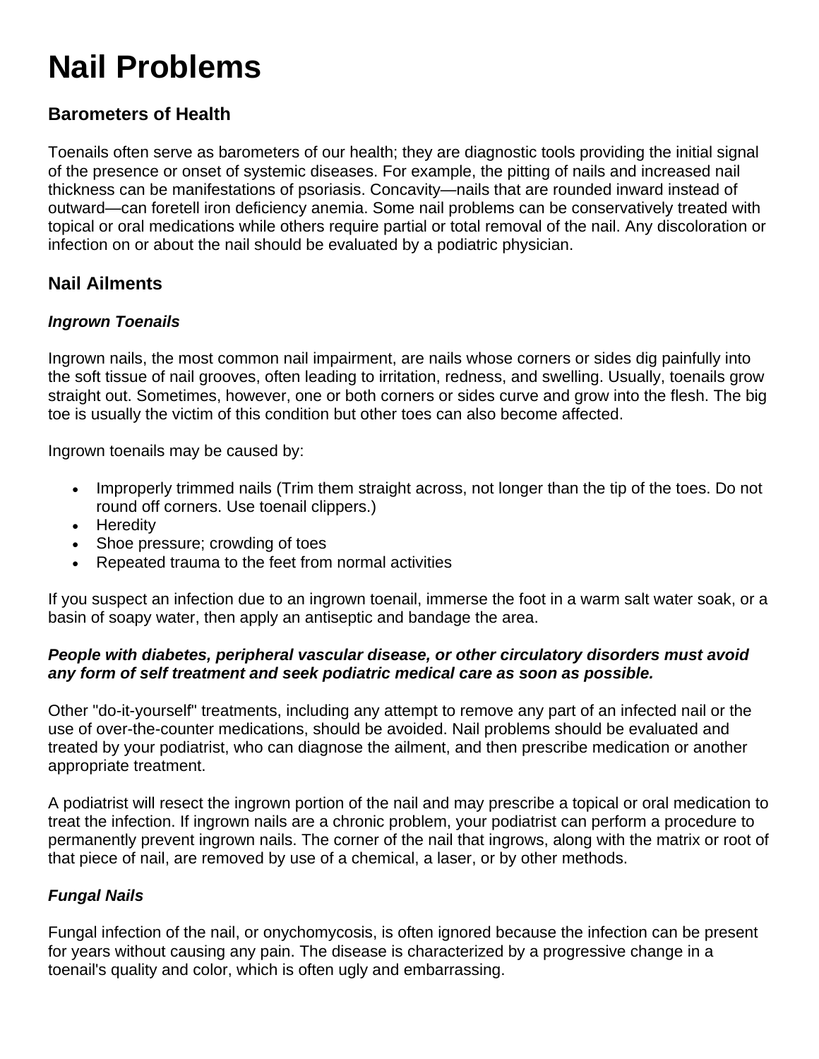# Nail Problems

## Barometers of Health

Toenails often serve as barometers of our health; they are diagnostic tools providing the initial signal of the presence or onset of systemic diseases. For example, the pitting of nails and increased nail thickness can be manifestations of psoriasis. Concavity—nails that are rounded inward instead of outward—can foretell iron deficiency anemia. Some nail problems can be conservatively treated with topical or oral medications while others require partial or total removal of the nail. Any discoloration or infection on or about the nail should be evaluated by a podiatric physician.

## Nail Ailments

### *Ingrown Toenails*

Ingrown nails, the most common nail impairment, are nails whose corners or sides dig painfully into the soft tissue of nail grooves, often leading to irritation, redness, and swelling. Usually, toenails grow straight out. Sometimes, however, one or both corners or sides curve and grow into the flesh. The big toe is usually the victim of this condition but other toes can also become affected.

Ingrown toenails may be caused by:

- Improperly trimmed nails (Trim them straight across, not longer than the tip of the toes. Do not round off corners. Use toenail clippers.)
- Heredity
- Shoe pressure; crowding of toes
- Repeated trauma to the feet from normal activities

If you suspect an infection due to an ingrown toenail, immerse the foot in a warm salt water soak, or a basin of soapy water, then apply an antiseptic and bandage the area.

***People with diabetes, peripheral vascular disease, or other circulatory disorders must avoid any form of self treatment and seek podiatric medical care as soon as possible.***

Other "do-it-yourself" treatments, including any attempt to remove any part of an infected nail or the use of over-the-counter medications, should be avoided. Nail problems should be evaluated and treated by your podiatrist, who can diagnose the ailment, and then prescribe medication or another appropriate treatment.

A podiatrist will resect the ingrown portion of the nail and may prescribe a topical or oral medication to treat the infection. If ingrown nails are a chronic problem, your podiatrist can perform a procedure to permanently prevent ingrown nails. The corner of the nail that ingrows, along with the matrix or root of that piece of nail, are removed by use of a chemical, a laser, or by other methods.

### *Fungal Nails*

Fungal infection of the nail, or onychomycosis, is often ignored because the infection can be present for years without causing any pain. The disease is characterized by a progressive change in a toenail's quality and color, which is often ugly and embarrassing.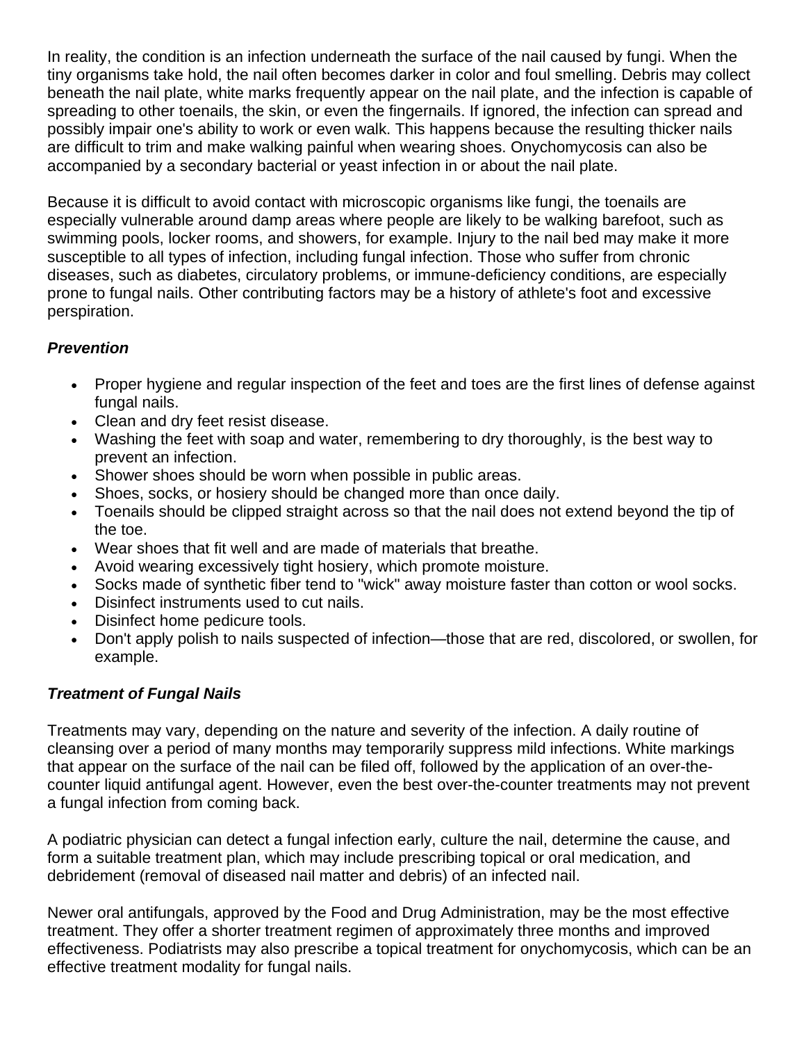In reality, the condition is an infection underneath the surface of the nail caused by fungi. When the tiny organisms take hold, the nail often becomes darker in color and foul smelling. Debris may collect beneath the nail plate, white marks frequently appear on the nail plate, and the infection is capable of spreading to other toenails, the skin, or even the fingernails. If ignored, the infection can spread and possibly impair one's ability to work or even walk. This happens because the resulting thicker nails are difficult to trim and make walking painful when wearing shoes. Onychomycosis can also be accompanied by a secondary bacterial or yeast infection in or about the nail plate.

Because it is difficult to avoid contact with microscopic organisms like fungi, the toenails are especially vulnerable around damp areas where people are likely to be walking barefoot, such as swimming pools, locker rooms, and showers, for example. Injury to the nail bed may make it more susceptible to all types of infection, including fungal infection. Those who suffer from chronic diseases, such as diabetes, circulatory problems, or immune-deficiency conditions, are especially prone to fungal nails. Other contributing factors may be a history of athlete's foot and excessive perspiration.

### ***Prevention***

- Proper hygiene and regular inspection of the feet and toes are the first lines of defense against fungal nails.
- Clean and dry feet resist disease.
- Washing the feet with soap and water, remembering to dry thoroughly, is the best way to prevent an infection.
- Shower shoes should be worn when possible in public areas.
- Shoes, socks, or hosiery should be changed more than once daily.
- Toenails should be clipped straight across so that the nail does not extend beyond the tip of the toe.
- Wear shoes that fit well and are made of materials that breathe.
- Avoid wearing excessively tight hosiery, which promote moisture.
- Socks made of synthetic fiber tend to "wick" away moisture faster than cotton or wool socks.
- Disinfect instruments used to cut nails.
- Disinfect home pedicure tools.
- Don't apply polish to nails suspected of infection—those that are red, discolored, or swollen, for example.

### ***Treatment of Fungal Nails***

Treatments may vary, depending on the nature and severity of the infection. A daily routine of cleansing over a period of many months may temporarily suppress mild infections. White markings that appear on the surface of the nail can be filed off, followed by the application of an over-the-counter liquid antifungal agent. However, even the best over-the-counter treatments may not prevent a fungal infection from coming back.

A podiatric physician can detect a fungal infection early, culture the nail, determine the cause, and form a suitable treatment plan, which may include prescribing topical or oral medication, and debridement (removal of diseased nail matter and debris) of an infected nail.

Newer oral antifungals, approved by the Food and Drug Administration, may be the most effective treatment. They offer a shorter treatment regimen of approximately three months and improved effectiveness. Podiatrists may also prescribe a topical treatment for onychomycosis, which can be an effective treatment modality for fungal nails.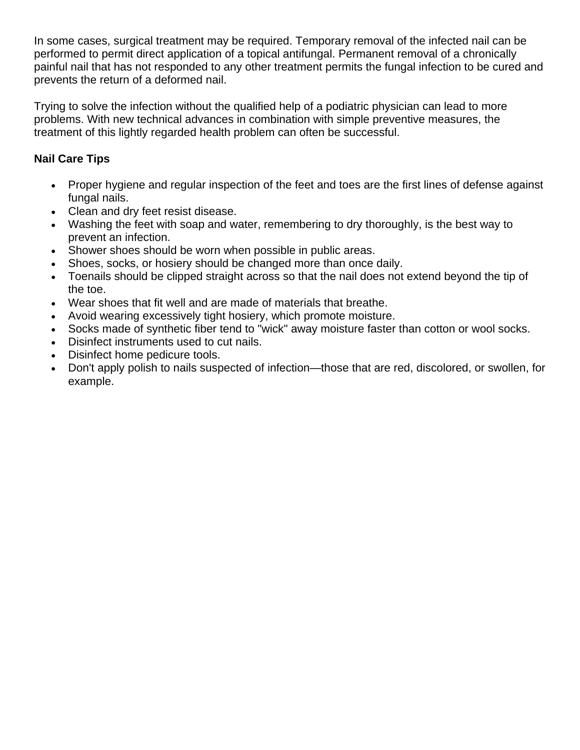In some cases, surgical treatment may be required. Temporary removal of the infected nail can be performed to permit direct application of a topical antifungal. Permanent removal of a chronically painful nail that has not responded to any other treatment permits the fungal infection to be cured and prevents the return of a deformed nail.

Trying to solve the infection without the qualified help of a podiatric physician can lead to more problems. With new technical advances in combination with simple preventive measures, the treatment of this lightly regarded health problem can often be successful.

**Nail Care Tips**

- Proper hygiene and regular inspection of the feet and toes are the first lines of defense against fungal nails.
- Clean and dry feet resist disease.
- Washing the feet with soap and water, remembering to dry thoroughly, is the best way to prevent an infection.
- Shower shoes should be worn when possible in public areas.
- Shoes, socks, or hosiery should be changed more than once daily.
- Toenails should be clipped straight across so that the nail does not extend beyond the tip of the toe.
- Wear shoes that fit well and are made of materials that breathe.
- Avoid wearing excessively tight hosiery, which promote moisture.
- Socks made of synthetic fiber tend to "wick" away moisture faster than cotton or wool socks.
- Disinfect instruments used to cut nails.
- Disinfect home pedicure tools.
- Don't apply polish to nails suspected of infection—those that are red, discolored, or swollen, for example.